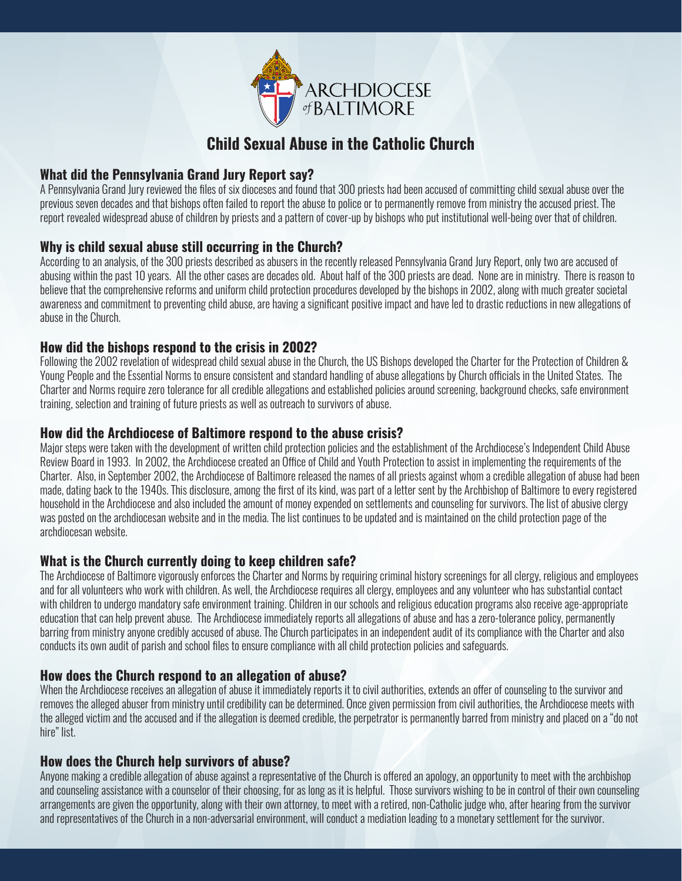ARCHDIOCESE of BALTIMORE

# Child Sexual Abuse in the Catholic Church

## What did the Pennsylvania Grand Jury Report say?

A Pennsylvania Grand Jury reviewed the files of six dioceses and found that 300 priests had been accused of committing child sexual abuse over the previous seven decades and that bishops often failed to report the abuse to police or to permanently remove from ministry the accused priest. The report revealed widespread abuse of children by priests and a pattern of cover-up by bishops who put institutional well-being over that of children.

## Why is child sexual abuse still occurring in the Church?

According to an analysis, of the 300 priests described as abusers in the recently released Pennsylvania Grand Jury Report, only two are accused of abusing within the past 10 years. All the other cases are decades old. About half of the 300 priests are dead. None are in ministry. There is reason to believe that the comprehensive reforms and uniform child protection procedures developed by the bishops in 2002, along with much greater societal awareness and commitment to preventing child abuse, are having a significant positive impact and have led to drastic reductions in new allegations of abuse in the Church.

## How did the bishops respond to the crisis in 2002?

Following the 2002 revelation of widespread child sexual abuse in the Church, the US Bishops developed the Charter for the Protection of Children & Young People and the Essential Norms to ensure consistent and standard handling of abuse allegations by Church officials in the United States. The Charter and Norms require zero tolerance for all credible allegations and established policies around screening, background checks, safe environment training, selection and training of future priests as well as outreach to survivors of abuse.

## How did the Archdiocese of Baltimore respond to the abuse crisis?

Major steps were taken with the development of written child protection policies and the establishment of the Archdiocese's Independent Child Abuse Review Board in 1993. In 2002, the Archdiocese created an Office of Child and Youth Protection to assist in implementing the requirements of the Charter. Also, in September 2002, the Archdiocese of Baltimore released the names of all priests against whom a credible allegation of abuse had been made, dating back to the 1940s. This disclosure, among the first of its kind, was part of a letter sent by the Archbishop of Baltimore to every registered household in the Archdiocese and also included the amount of money expended on settlements and counseling for survivors. The list of abusive clergy was posted on the archdiocesan website and in the media. The list continues to be updated and is maintained on the child protection page of the archdiocesan website.

## What is the Church currently doing to keep children safe?

The Archdiocese of Baltimore vigorously enforces the Charter and Norms by requiring criminal history screenings for all clergy, religious and employees and for all volunteers who work with children. As well, the Archdiocese requires all clergy, employees and any volunteer who has substantial contact with children to undergo mandatory safe environment training. Children in our schools and religious education programs also receive age-appropriate education that can help prevent abuse. The Archdiocese immediately reports all allegations of abuse and has a zero-tolerance policy, permanently barring from ministry anyone credibly accused of abuse. The Church participates in an independent audit of its compliance with the Charter and also conducts its own audit of parish and school files to ensure compliance with all child protection policies and safeguards.

## How does the Church respond to an allegation of abuse?

When the Archdiocese receives an allegation of abuse it immediately reports it to civil authorities, extends an offer of counseling to the survivor and removes the alleged abuser from ministry until credibility can be determined. Once given permission from civil authorities, the Archdiocese meets with the alleged victim and the accused and if the allegation is deemed credible, the perpetrator is permanently barred from ministry and placed on a "do not hire" list.

## How does the Church help survivors of abuse?

Anyone making a credible allegation of abuse against a representative of the Church is offered an apology, an opportunity to meet with the archbishop and counseling assistance with a counselor of their choosing, for as long as it is helpful. Those survivors wishing to be in control of their own counseling arrangements are given the opportunity, along with their own attorney, to meet with a retired, non-Catholic judge who, after hearing from the survivor and representatives of the Church in a non-adversarial environment, will conduct a mediation leading to a monetary settlement for the survivor.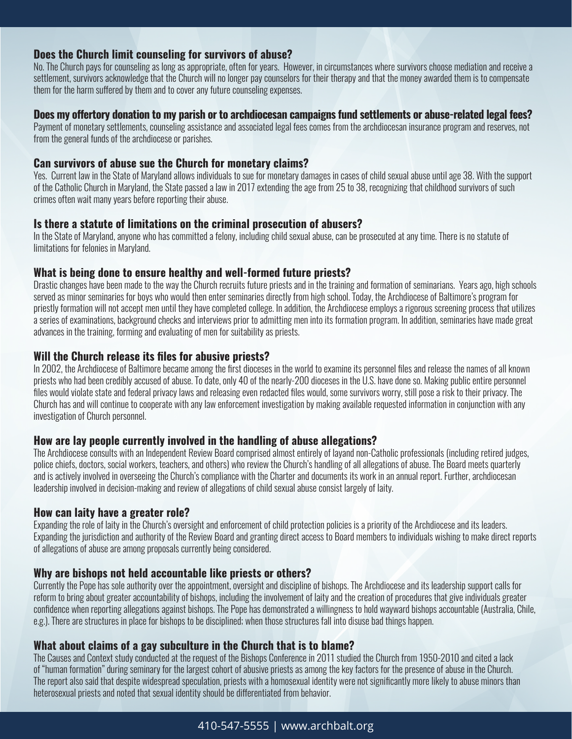### Does the Church limit counseling for survivors of abuse?

No. The Church pays for counseling as long as appropriate, often for years. However, in circumstances where survivors choose mediation and receive a settlement, survivors acknowledge that the Church will no longer pay counselors for their therapy and that the money awarded them is to compensate them for the harm suffered by them and to cover any future counseling expenses.

### Does my offertory donation to my parish or to archdiocesan campaigns fund settlements or abuse-related legal fees?

Payment of monetary settlements, counseling assistance and associated legal fees comes from the archdiocesan insurance program and reserves, not from the general funds of the archdiocese or parishes.

### Can survivors of abuse sue the Church for monetary claims?

Yes. Current law in the State of Maryland allows individuals to sue for monetary damages in cases of child sexual abuse until age 38. With the support of the Catholic Church in Maryland, the State passed a law in 2017 extending the age from 25 to 38, recognizing that childhood survivors of such crimes often wait many years before reporting their abuse.

### Is there a statute of limitations on the criminal prosecution of abusers?

In the State of Maryland, anyone who has committed a felony, including child sexual abuse, can be prosecuted at any time. There is no statute of limitations for felonies in Maryland.

### What is being done to ensure healthy and well-formed future priests?

Drastic changes have been made to the way the Church recruits future priests and in the training and formation of seminarians. Years ago, high schools served as minor seminaries for boys who would then enter seminaries directly from high school. Today, the Archdiocese of Baltimore's program for priestly formation will not accept men until they have completed college. In addition, the Archdiocese employs a rigorous screening process that utilizes a series of examinations, background checks and interviews prior to admitting men into its formation program. In addition, seminaries have made great advances in the training, forming and evaluating of men for suitability as priests.

### Will the Church release its files for abusive priests?

In 2002, the Archdiocese of Baltimore became among the first dioceses in the world to examine its personnel files and release the names of all known priests who had been credibly accused of abuse. To date, only 40 of the nearly-200 dioceses in the U.S. have done so. Making public entire personnel files would violate state and federal privacy laws and releasing even redacted files would, some survivors worry, still pose a risk to their privacy. The Church has and will continue to cooperate with any law enforcement investigation by making available requested information in conjunction with any investigation of Church personnel.

### How are lay people currently involved in the handling of abuse allegations?

The Archdiocese consults with an Independent Review Board comprised almost entirely of layand non-Catholic professionals (including retired judges, police chiefs, doctors, social workers, teachers, and others) who review the Church's handling of all allegations of abuse. The Board meets quarterly and is actively involved in overseeing the Church's compliance with the Charter and documents its work in an annual report. Further, archdiocesan leadership involved in decision-making and review of allegations of child sexual abuse consist largely of laity.

### How can laity have a greater role?

Expanding the role of laity in the Church's oversight and enforcement of child protection policies is a priority of the Archdiocese and its leaders. Expanding the jurisdiction and authority of the Review Board and granting direct access to Board members to individuals wishing to make direct reports of allegations of abuse are among proposals currently being considered.

### Why are bishops not held accountable like priests or others?

Currently the Pope has sole authority over the appointment, oversight and discipline of bishops. The Archdiocese and its leadership support calls for reform to bring about greater accountability of bishops, including the involvement of laity and the creation of procedures that give individuals greater confidence when reporting allegations against bishops. The Pope has demonstrated a willingness to hold wayward bishops accountable (Australia, Chile, e.g.). There are structures in place for bishops to be disciplined; when those structures fall into disuse bad things happen.

### What about claims of a gay subculture in the Church that is to blame?

The Causes and Context study conducted at the request of the Bishops Conference in 2011 studied the Church from 1950-2010 and cited a lack of "human formation" during seminary for the largest cohort of abusive priests as among the key factors for the presence of abuse in the Church. The report also said that despite widespread speculation, priests with a homosexual identity were not significantly more likely to abuse minors than heterosexual priests and noted that sexual identity should be differentiated from behavior.

410-547-5555 | www.archbalt.org